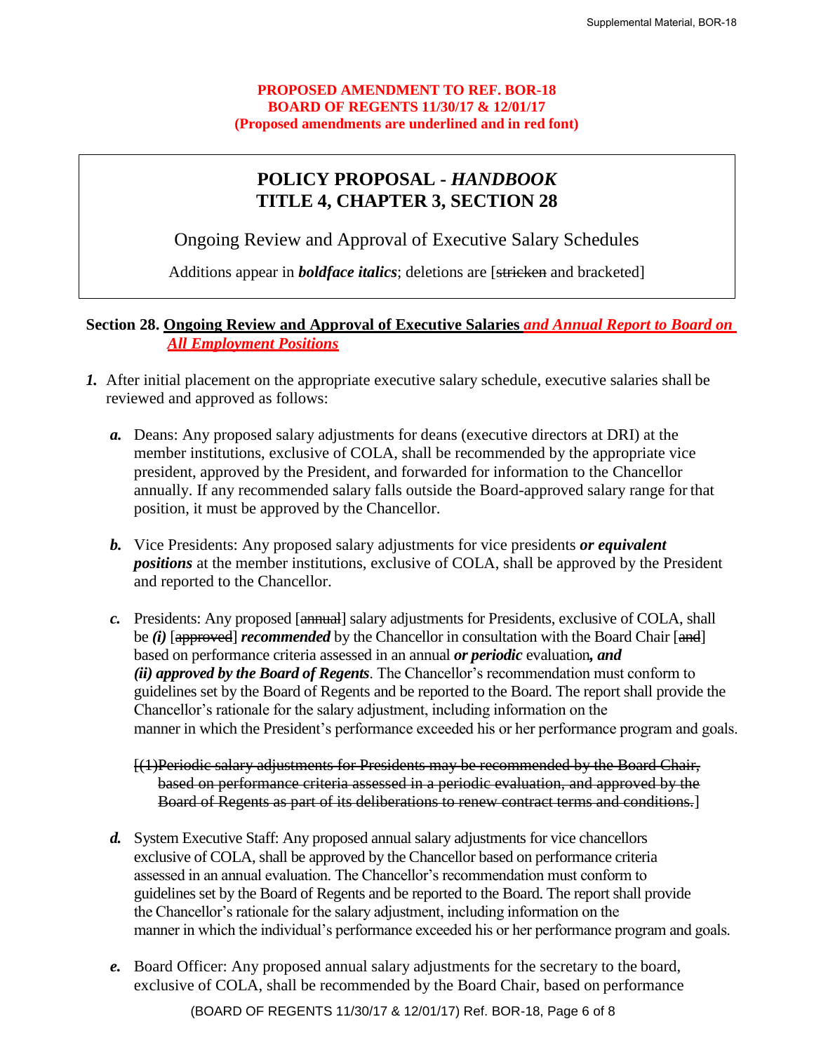**PROPOSED AMENDMENT TO REF. BOR-18**
**BOARD OF REGENTS 11/30/17 & 12/01/17**
**(Proposed amendments are underlined and in red font)**

# POLICY PROPOSAL - *HANDBOOK* TITLE 4, CHAPTER 3, SECTION 28

Ongoing Review and Approval of Executive Salary Schedules

Additions appear in ***boldface italics***; deletions are [~~stricken~~ and bracketed]

**Section 28. Ongoing Review and Approval of Executive Salaries *and Annual Report to Board on All Employment Positions***

***1.*** After initial placement on the appropriate executive salary schedule, executive salaries shall be reviewed and approved as follows:

***a.*** Deans: Any proposed salary adjustments for deans (executive directors at DRI) at the member institutions, exclusive of COLA, shall be recommended by the appropriate vice president, approved by the President, and forwarded for information to the Chancellor annually. If any recommended salary falls outside the Board-approved salary range for that position, it must be approved by the Chancellor.

***b.*** Vice Presidents: Any proposed salary adjustments for vice presidents ***or equivalent positions*** at the member institutions, exclusive of COLA, shall be approved by the President and reported to the Chancellor.

***c.*** Presidents: Any proposed [~~annual~~] salary adjustments for Presidents, exclusive of COLA, shall be ***(i)*** [~~approved~~] ***recommended*** by the Chancellor in consultation with the Board Chair [~~and~~] based on performance criteria assessed in an annual ***or periodic*** evaluation***, and (ii) approved by the Board of Regents***. The Chancellor's recommendation must conform to guidelines set by the Board of Regents and be reported to the Board. The report shall provide the Chancellor's rationale for the salary adjustment, including information on the manner in which the President's performance exceeded his or her performance program and goals.

[~~(1)Periodic salary adjustments for Presidents may be recommended by the Board Chair, based on performance criteria assessed in a periodic evaluation, and approved by the Board of Regents as part of its deliberations to renew contract terms and conditions.~~]

***d.*** System Executive Staff: Any proposed annual salary adjustments for vice chancellors exclusive of COLA, shall be approved by the Chancellor based on performance criteria assessed in an annual evaluation. The Chancellor's recommendation must conform to guidelines set by the Board of Regents and be reported to the Board. The report shall provide the Chancellor's rationale for the salary adjustment, including information on the manner in which the individual's performance exceeded his or her performance program and goals.

***e.*** Board Officer: Any proposed annual salary adjustments for the secretary to the board, exclusive of COLA, shall be recommended by the Board Chair, based on performance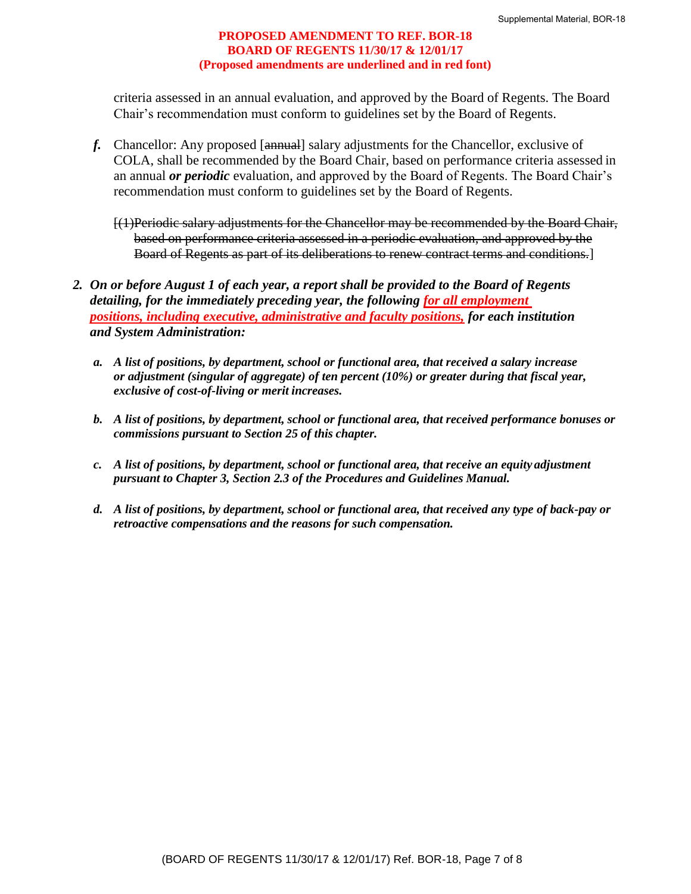**PROPOSED AMENDMENT TO REF. BOR-18**
**BOARD OF REGENTS 11/30/17 & 12/01/17**
**(Proposed amendments are underlined and in red font)**

criteria assessed in an annual evaluation, and approved by the Board of Regents. The Board Chair's recommendation must conform to guidelines set by the Board of Regents.

***f.*** Chancellor: Any proposed [~~annual~~] salary adjustments for the Chancellor, exclusive of COLA, shall be recommended by the Board Chair, based on performance criteria assessed in an annual ***or periodic*** evaluation, and approved by the Board of Regents. The Board Chair's recommendation must conform to guidelines set by the Board of Regents.

[~~(1)Periodic salary adjustments for the Chancellor may be recommended by the Board Chair, based on performance criteria assessed in a periodic evaluation, and approved by the Board of Regents as part of its deliberations to renew contract terms and conditions.~~]

***2. On or before August 1 of each year, a report shall be provided to the Board of Regents detailing, for the immediately preceding year, the following <u>for all employment positions, including executive, administrative and faculty positions,</u> for each institution and System Administration:***

***a. A list of positions, by department, school or functional area, that received a salary increase or adjustment (singular of aggregate) of ten percent (10%) or greater during that fiscal year, exclusive of cost-of-living or merit increases.***

***b. A list of positions, by department, school or functional area, that received performance bonuses or commissions pursuant to Section 25 of this chapter.***

***c. A list of positions, by department, school or functional area, that receive an equity adjustment pursuant to Chapter 3, Section 2.3 of the Procedures and Guidelines Manual.***

***d. A list of positions, by department, school or functional area, that received any type of back-pay or retroactive compensations and the reasons for such compensation.***